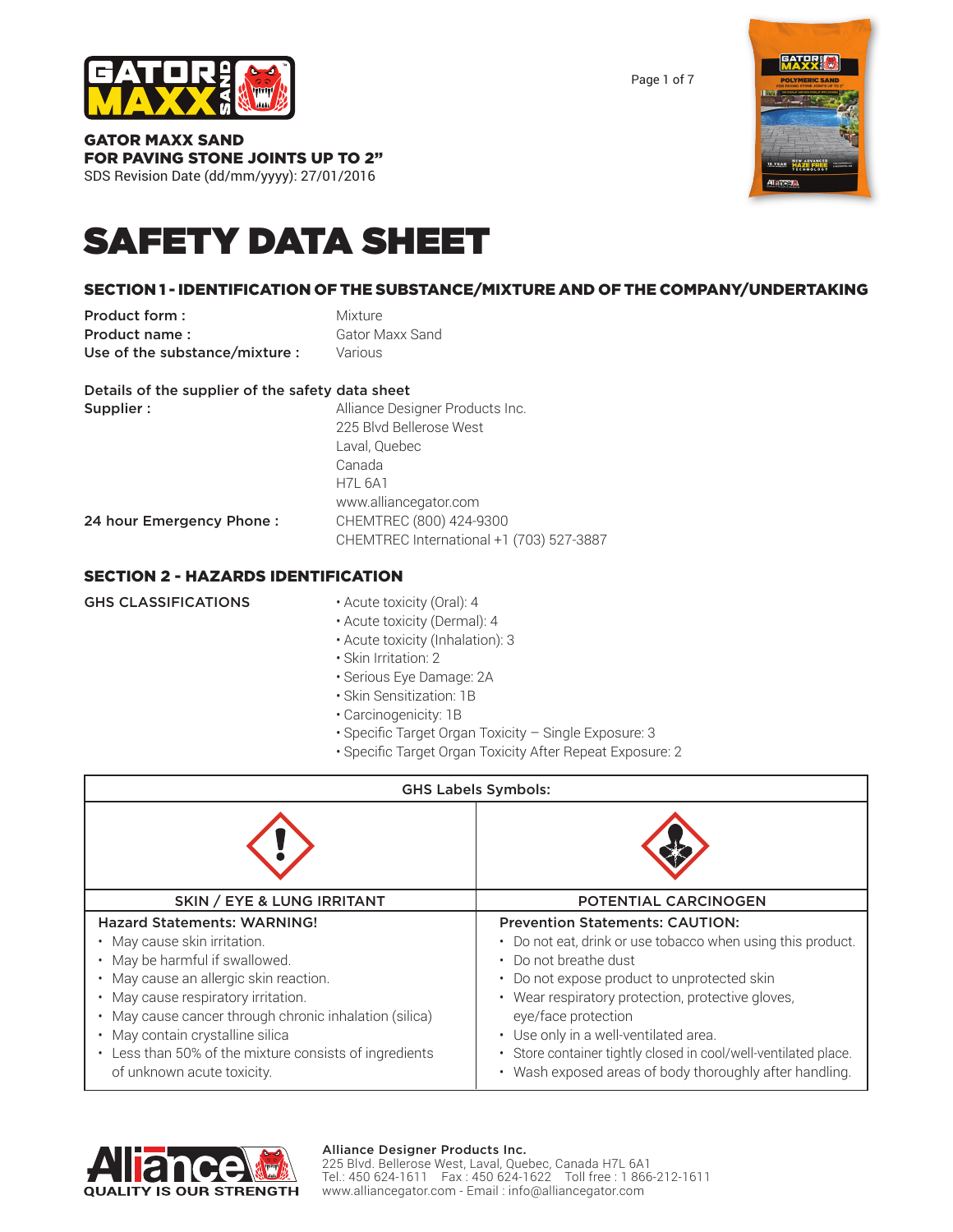**GATOR MAXX SAND**
**FOR PAVING STONE JOINTS UP TO 2"**
SDS Revision Date (dd/mm/yyyy): 27/01/2016

# SAFETY DATA SHEET

## SECTION 1 - IDENTIFICATION OF THE SUBSTANCE/MIXTURE AND OF THE COMPANY/UNDERTAKING

**Product form :** Mixture
**Product name :** Gator Maxx Sand
**Use of the substance/mixture :** Various

**Details of the supplier of the safety data sheet**
**Supplier :** Alliance Designer Products Inc.
225 Blvd Bellerose West
Laval, Quebec
Canada
H7L 6A1
www.alliancegator.com

**24 hour Emergency Phone :** CHEMTREC (800) 424-9300
CHEMTREC International +1 (703) 527-3887

## SECTION 2 - HAZARDS IDENTIFICATION

**GHS CLASSIFICATIONS**

- Acute toxicity (Oral): 4
- Acute toxicity (Dermal): 4
- Acute toxicity (Inhalation): 3
- Skin Irritation: 2
- Serious Eye Damage: 2A
- Skin Sensitization: 1B
- Carcinogenicity: 1B
- Specific Target Organ Toxicity – Single Exposure: 3
- Specific Target Organ Toxicity After Repeat Exposure: 2

| GHS Labels Symbols: | |
|---|---|
| SKIN / EYE & LUNG IRRITANT | POTENTIAL CARCINOGEN |
| **Hazard Statements: WARNING!**<br>• May cause skin irritation.<br>• May be harmful if swallowed.<br>• May cause an allergic skin reaction.<br>• May cause respiratory irritation.<br>• May cause cancer through chronic inhalation (silica)<br>• May contain crystalline silica<br>• Less than 50% of the mixture consists of ingredients of unknown acute toxicity. | **Prevention Statements: CAUTION:**<br>• Do not eat, drink or use tobacco when using this product.<br>• Do not breathe dust<br>• Do not expose product to unprotected skin<br>• Wear respiratory protection, protective gloves, eye/face protection<br>• Use only in a well-ventilated area.<br>• Store container tightly closed in cool/well-ventilated place.<br>• Wash exposed areas of body thoroughly after handling. |

Alliance Designer Products Inc.
225 Blvd. Bellerose West, Laval, Quebec, Canada H7L 6A1
Tel.: 450 624-1611 Fax : 450 624-1622 Toll free : 1 866-212-1611
www.alliancegator.com - Email : info@alliancegator.com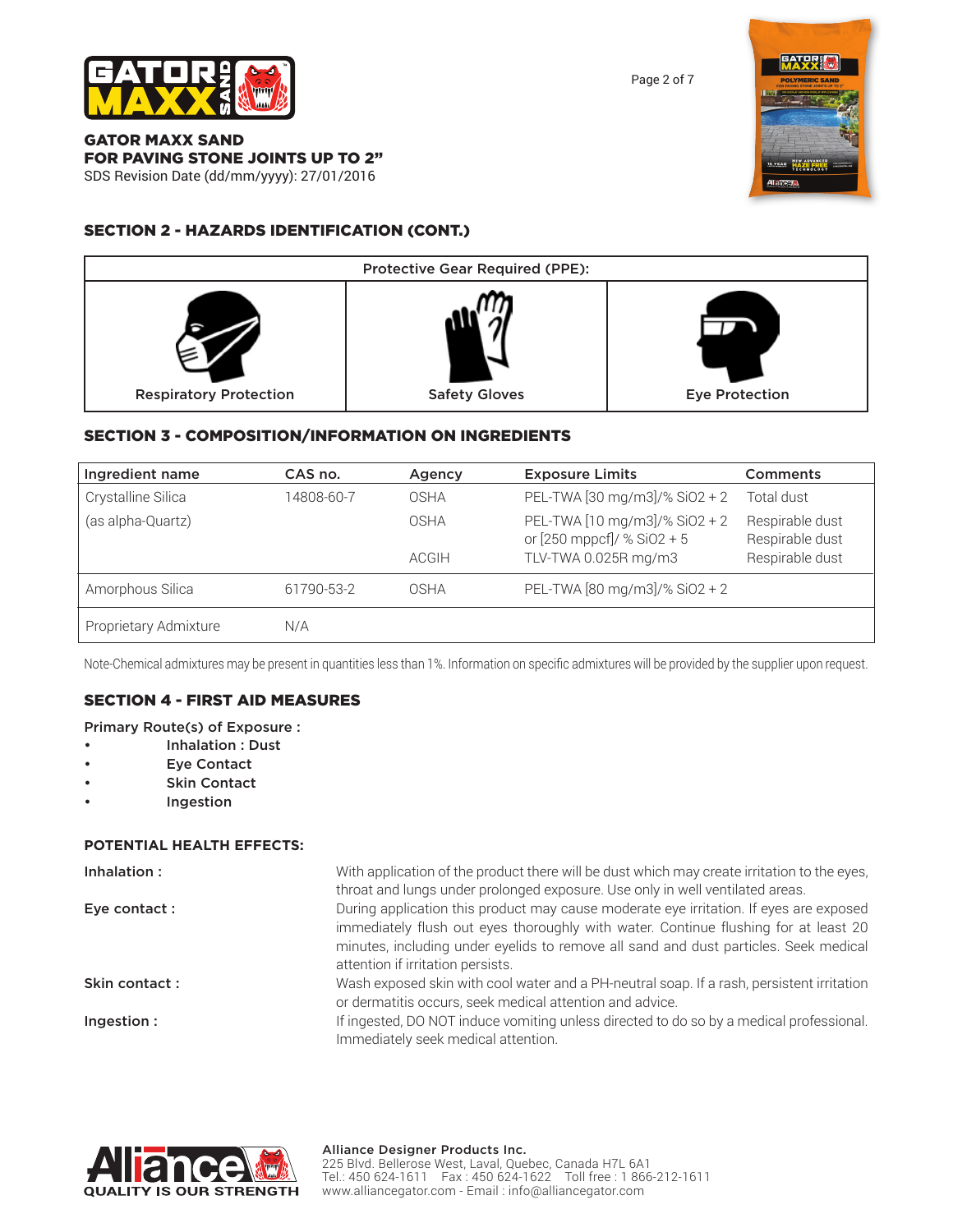# GATOR MAXX SAND
# FOR PAVING STONE JOINTS UP TO 2"

SDS Revision Date (dd/mm/yyyy): 27/01/2016

## SECTION 2 - HAZARDS IDENTIFICATION (CONT.)

| Protective Gear Required (PPE): | | |
|---|---|---|
| Respiratory Protection | Safety Gloves | Eye Protection |

## SECTION 3 - COMPOSITION/INFORMATION ON INGREDIENTS

| Ingredient name | CAS no. | Agency | Exposure Limits | Comments |
|---|---|---|---|---|
| Crystalline Silica | 14808-60-7 | OSHA | PEL-TWA [30 mg/m3]/% SiO2 + 2 | Total dust |
| (as alpha-Quartz) | | OSHA | PEL-TWA [10 mg/m3]/% SiO2 + 2 or [250 mppcf]/ % SiO2 + 5 | Respirable dust Respirable dust |
| | | ACGIH | TLV-TWA 0.025R mg/m3 | Respirable dust |
| Amorphous Silica | 61790-53-2 | OSHA | PEL-TWA [80 mg/m3]/% SiO2 + 2 | |
| Proprietary Admixture | N/A | | | |

Note-Chemical admixtures may be present in quantities less than 1%. Information on specific admixtures will be provided by the supplier upon request.

## SECTION 4 - FIRST AID MEASURES

Primary Route(s) of Exposure :

- Inhalation : Dust
- Eye Contact
- Skin Contact
- Ingestion

**POTENTIAL HEALTH EFFECTS:**

**Inhalation :** With application of the product there will be dust which may create irritation to the eyes, throat and lungs under prolonged exposure. Use only in well ventilated areas.

**Eye contact :** During application this product may cause moderate eye irritation. If eyes are exposed immediately flush out eyes thoroughly with water. Continue flushing for at least 20 minutes, including under eyelids to remove all sand and dust particles. Seek medical attention if irritation persists.

**Skin contact :** Wash exposed skin with cool water and a PH-neutral soap. If a rash, persistent irritation or dermatitis occurs, seek medical attention and advice.

**Ingestion :** If ingested, DO NOT induce vomiting unless directed to do so by a medical professional. Immediately seek medical attention.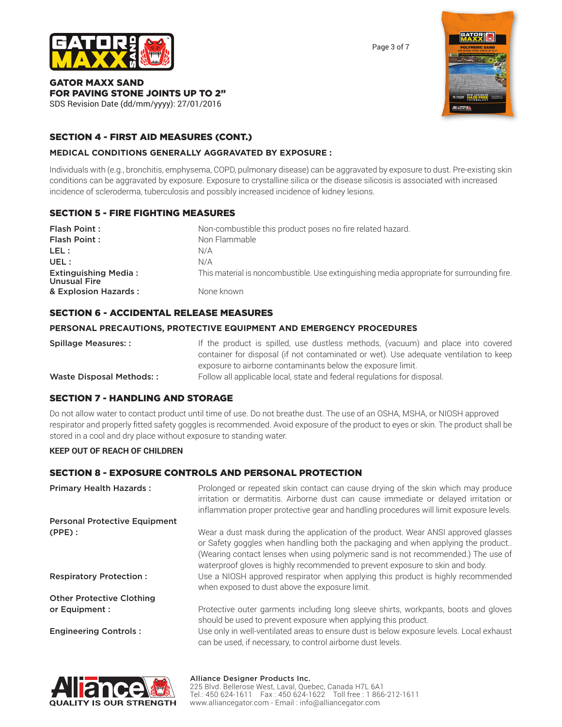## SECTION 4 - FIRST AID MEASURES (CONT.)

### MEDICAL CONDITIONS GENERALLY AGGRAVATED BY EXPOSURE :

Individuals with (e.g., bronchitis, emphysema, COPD, pulmonary disease) can be aggravated by exposure to dust. Pre-existing skin conditions can be aggravated by exposure. Exposure to crystalline silica or the disease silicosis is associated with increased incidence of scleroderma, tuberculosis and possibly increased incidence of kidney lesions.

## SECTION 5 - FIRE FIGHTING MEASURES

| | |
|---|---|
| **Flash Point :** | Non-combustible this product poses no fire related hazard. |
| **Flash Point :** | Non Flammable |
| **LEL :** | N/A |
| **UEL :** | N/A |
| **Extinguishing Media :** | This material is noncombustible. Use extinguishing media appropriate for surrounding fire. |
| **Unusual Fire & Explosion Hazards :** | None known |

## SECTION 6 - ACCIDENTAL RELEASE MEASURES

### PERSONAL PRECAUTIONS, PROTECTIVE EQUIPMENT AND EMERGENCY PROCEDURES

| | |
|---|---|
| **Spillage Measures: :** | If the product is spilled, use dustless methods, (vacuum) and place into covered container for disposal (if not contaminated or wet). Use adequate ventilation to keep exposure to airborne contaminants below the exposure limit. |
| **Waste Disposal Methods: :** | Follow all applicable local, state and federal regulations for disposal. |

## SECTION 7 - HANDLING AND STORAGE

Do not allow water to contact product until time of use. Do not breathe dust. The use of an OSHA, MSHA, or NIOSH approved respirator and properly fitted safety goggles is recommended. Avoid exposure of the product to eyes or skin. The product shall be stored in a cool and dry place without exposure to standing water.

**KEEP OUT OF REACH OF CHILDREN**

## SECTION 8 - EXPOSURE CONTROLS AND PERSONAL PROTECTION

| | |
|---|---|
| **Primary Health Hazards :** | Prolonged or repeated skin contact can cause drying of the skin which may produce irritation or dermatitis. Airborne dust can cause immediate or delayed irritation or inflammation proper protective gear and handling procedures will limit exposure levels. |
| **Personal Protective Equipment (PPE) :** | Wear a dust mask during the application of the product. Wear ANSI approved glasses or Safety goggles when handling both the packaging and when applying the product.. (Wearing contact lenses when using polymeric sand is not recommended.) The use of waterproof gloves is highly recommended to prevent exposure to skin and body. |
| **Respiratory Protection :** | Use a NIOSH approved respirator when applying this product is highly recommended when exposed to dust above the exposure limit. |
| **Other Protective Clothing or Equipment :** | Protective outer garments including long sleeve shirts, workpants, boots and gloves should be used to prevent exposure when applying this product. |
| **Engineering Controls :** | Use only in well-ventilated areas to ensure dust is below exposure levels. Local exhaust can be used, if necessary, to control airborne dust levels. |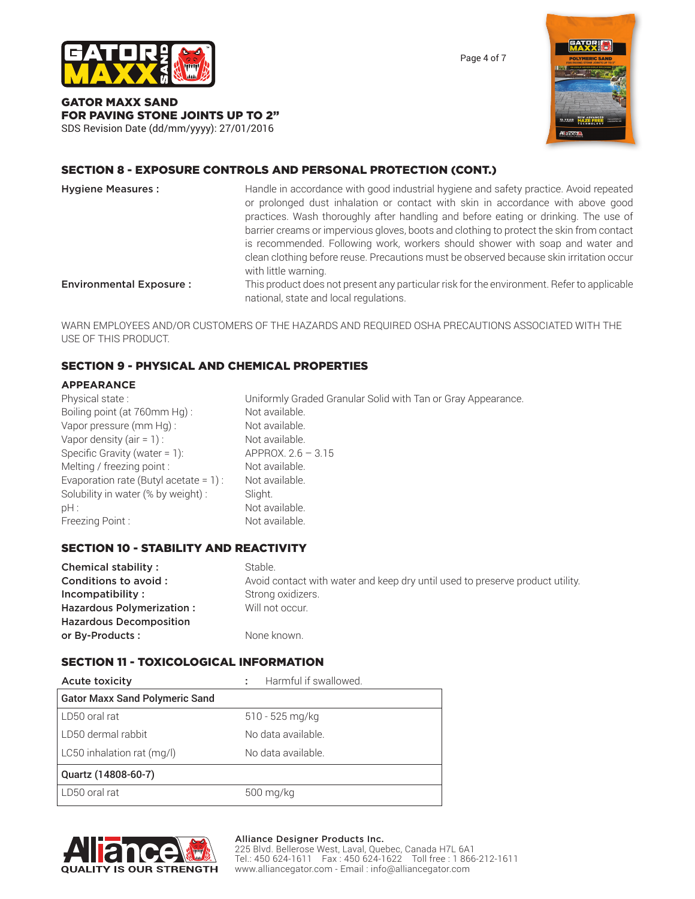## SECTION 8 - EXPOSURE CONTROLS AND PERSONAL PROTECTION (CONT.)

**Hygiene Measures :** Handle in accordance with good industrial hygiene and safety practice. Avoid repeated or prolonged dust inhalation or contact with skin in accordance with above good practices. Wash thoroughly after handling and before eating or drinking. The use of barrier creams or impervious gloves, boots and clothing to protect the skin from contact is recommended. Following work, workers should shower with soap and water and clean clothing before reuse. Precautions must be observed because skin irritation occur with little warning.

**Environmental Exposure :** This product does not present any particular risk for the environment. Refer to applicable national, state and local regulations.

WARN EMPLOYEES AND/OR CUSTOMERS OF THE HAZARDS AND REQUIRED OSHA PRECAUTIONS ASSOCIATED WITH THE USE OF THIS PRODUCT.

## SECTION 9 - PHYSICAL AND CHEMICAL PROPERTIES

### APPEARANCE

| | |
|---|---|
| Physical state : | Uniformly Graded Granular Solid with Tan or Gray Appearance. |
| Boiling point (at 760mm Hg) : | Not available. |
| Vapor pressure (mm Hg) : | Not available. |
| Vapor density (air = 1) : | Not available. |
| Specific Gravity (water = 1): | APPROX. 2.6 – 3.15 |
| Melting / freezing point : | Not available. |
| Evaporation rate (Butyl acetate = 1) : | Not available. |
| Solubility in water (% by weight) : | Slight. |
| pH : | Not available. |
| Freezing Point : | Not available. |

## SECTION 10 - STABILITY AND REACTIVITY

| | |
|---|---|
| **Chemical stability :** | Stable. |
| **Conditions to avoid :** | Avoid contact with water and keep dry until used to preserve product utility. |
| **Incompatibility :** | Strong oxidizers. |
| **Hazardous Polymerization :** | Will not occur. |
| **Hazardous Decomposition or By-Products :** | None known. |

## SECTION 11 - TOXICOLOGICAL INFORMATION

**Acute toxicity** : Harmful if swallowed.

| Gator Maxx Sand Polymeric Sand | |
|---|---|
| LD50 oral rat | 510 - 525 mg/kg |
| LD50 dermal rabbit | No data available. |
| LC50 inhalation rat (mg/l) | No data available. |
| **Quartz (14808-60-7)** | |
| LD50 oral rat | 500 mg/kg |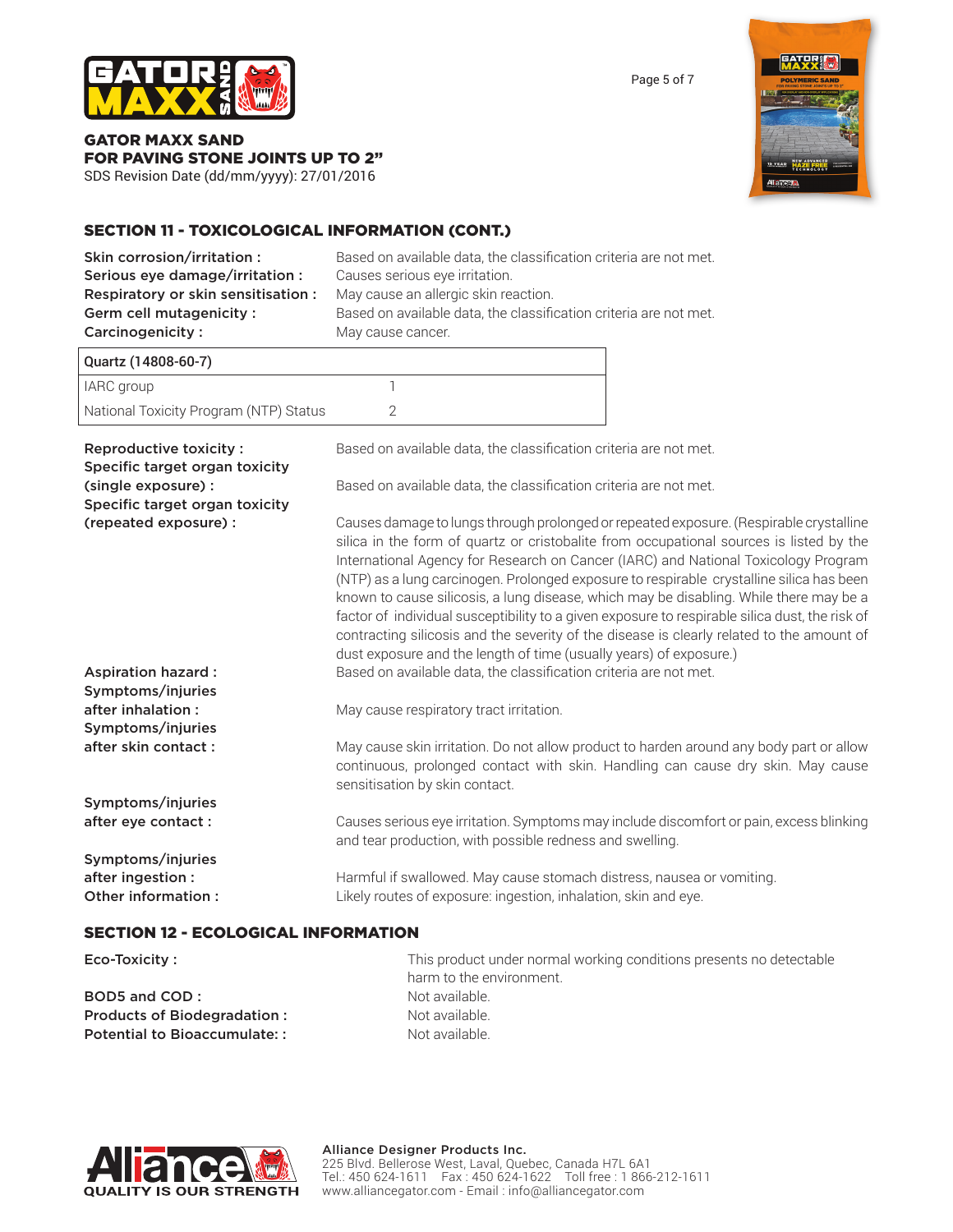## SECTION 11 - TOXICOLOGICAL INFORMATION (CONT.)

**Skin corrosion/irritation :** Based on available data, the classification criteria are not met.
**Serious eye damage/irritation :** Causes serious eye irritation.
**Respiratory or skin sensitisation :** May cause an allergic skin reaction.
**Germ cell mutagenicity :** Based on available data, the classification criteria are not met.
**Carcinogenicity :** May cause cancer.

| Quartz (14808-60-7) | |
|---|---|
| IARC group | 1 |
| National Toxicity Program (NTP) Status | 2 |

**Reproductive toxicity :** Based on available data, the classification criteria are not met.

**Specific target organ toxicity (single exposure) :** Based on available data, the classification criteria are not met.

**Specific target organ toxicity (repeated exposure) :** Causes damage to lungs through prolonged or repeated exposure. (Respirable crystalline silica in the form of quartz or cristobalite from occupational sources is listed by the International Agency for Research on Cancer (IARC) and National Toxicology Program (NTP) as a lung carcinogen. Prolonged exposure to respirable crystalline silica has been known to cause silicosis, a lung disease, which may be disabling. While there may be a factor of individual susceptibility to a given exposure to respirable silica dust, the risk of contracting silicosis and the severity of the disease is clearly related to the amount of dust exposure and the length of time (usually years) of exposure.)

**Aspiration hazard :** Based on available data, the classification criteria are not met.

**Symptoms/injuries after inhalation :** May cause respiratory tract irritation.

**Symptoms/injuries after skin contact :** May cause skin irritation. Do not allow product to harden around any body part or allow continuous, prolonged contact with skin. Handling can cause dry skin. May cause sensitisation by skin contact.

**Symptoms/injuries after eye contact :** Causes serious eye irritation. Symptoms may include discomfort or pain, excess blinking and tear production, with possible redness and swelling.

**Symptoms/injuries after ingestion :** Harmful if swallowed. May cause stomach distress, nausea or vomiting.

**Other information :** Likely routes of exposure: ingestion, inhalation, skin and eye.

## SECTION 12 - ECOLOGICAL INFORMATION

**Eco-Toxicity :** This product under normal working conditions presents no detectable harm to the environment.

**BOD5 and COD :** Not available.
**Products of Biodegradation :** Not available.
**Potential to Bioaccumulate: :** Not available.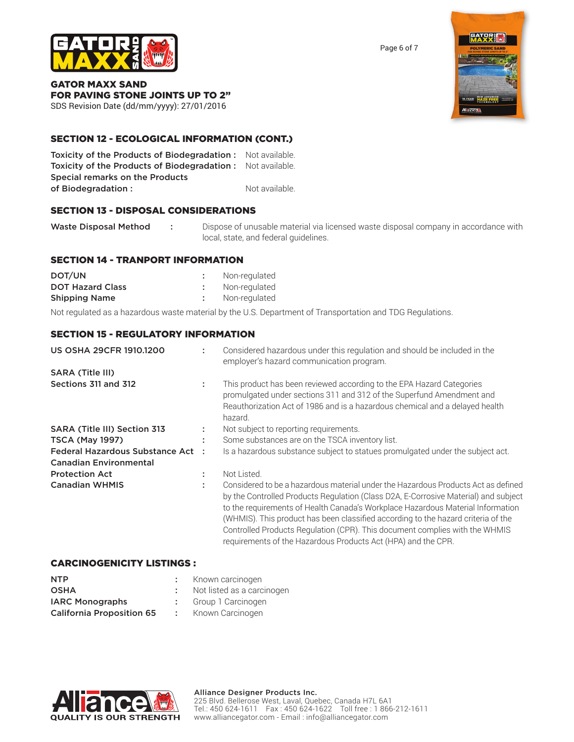## SECTION 12 - ECOLOGICAL INFORMATION (CONT.)

| | |
|---|---|
| **Toxicity of the Products of Biodegradation :** | Not available. |
| **Toxicity of the Products of Biodegradation :** | Not available. |
| **Special remarks on the Products of Biodegradation :** | Not available. |

## SECTION 13 - DISPOSAL CONSIDERATIONS

| | |
|---|---|
| **Waste Disposal Method** : | Dispose of unusable material via licensed waste disposal company in accordance with local, state, and federal guidelines. |

## SECTION 14 - TRANPORT INFORMATION

| | |
|---|---|
| **DOT/UN** : | Non-regulated |
| **DOT Hazard Class** : | Non-regulated |
| **Shipping Name** : | Non-regulated |

Not regulated as a hazardous waste material by the U.S. Department of Transportation and TDG Regulations.

## SECTION 15 - REGULATORY INFORMATION

| | |
|---|---|
| **US OSHA 29CFR 1910.1200** : | Considered hazardous under this regulation and should be included in the employer's hazard communication program. |
| **SARA (Title III) Sections 311 and 312** : | This product has been reviewed according to the EPA Hazard Categories promulgated under sections 311 and 312 of the Superfund Amendment and Reauthorization Act of 1986 and is a hazardous chemical and a delayed health hazard. |
| **SARA (Title III) Section 313** : | Not subject to reporting requirements. |
| **TSCA (May 1997)** : | Some substances are on the TSCA inventory list. |
| **Federal Hazardous Substance Act** : | Is a hazardous substance subject to statues promulgated under the subject act. |
| **Canadian Environmental Protection Act** : | Not Listed. |
| **Canadian WHMIS** : | Considered to be a hazardous material under the Hazardous Products Act as defined by the Controlled Products Regulation (Class D2A, E-Corrosive Material) and subject to the requirements of Health Canada's Workplace Hazardous Material Information (WHMIS). This product has been classified according to the hazard criteria of the Controlled Products Regulation (CPR). This document complies with the WHMIS requirements of the Hazardous Products Act (HPA) and the CPR. |

## CARCINOGENICITY LISTINGS :

| | |
|---|---|
| **NTP** : | Known carcinogen |
| **OSHA** : | Not listed as a carcinogen |
| **IARC Monographs** : | Group 1 Carcinogen |
| **California Proposition 65** : | Known Carcinogen |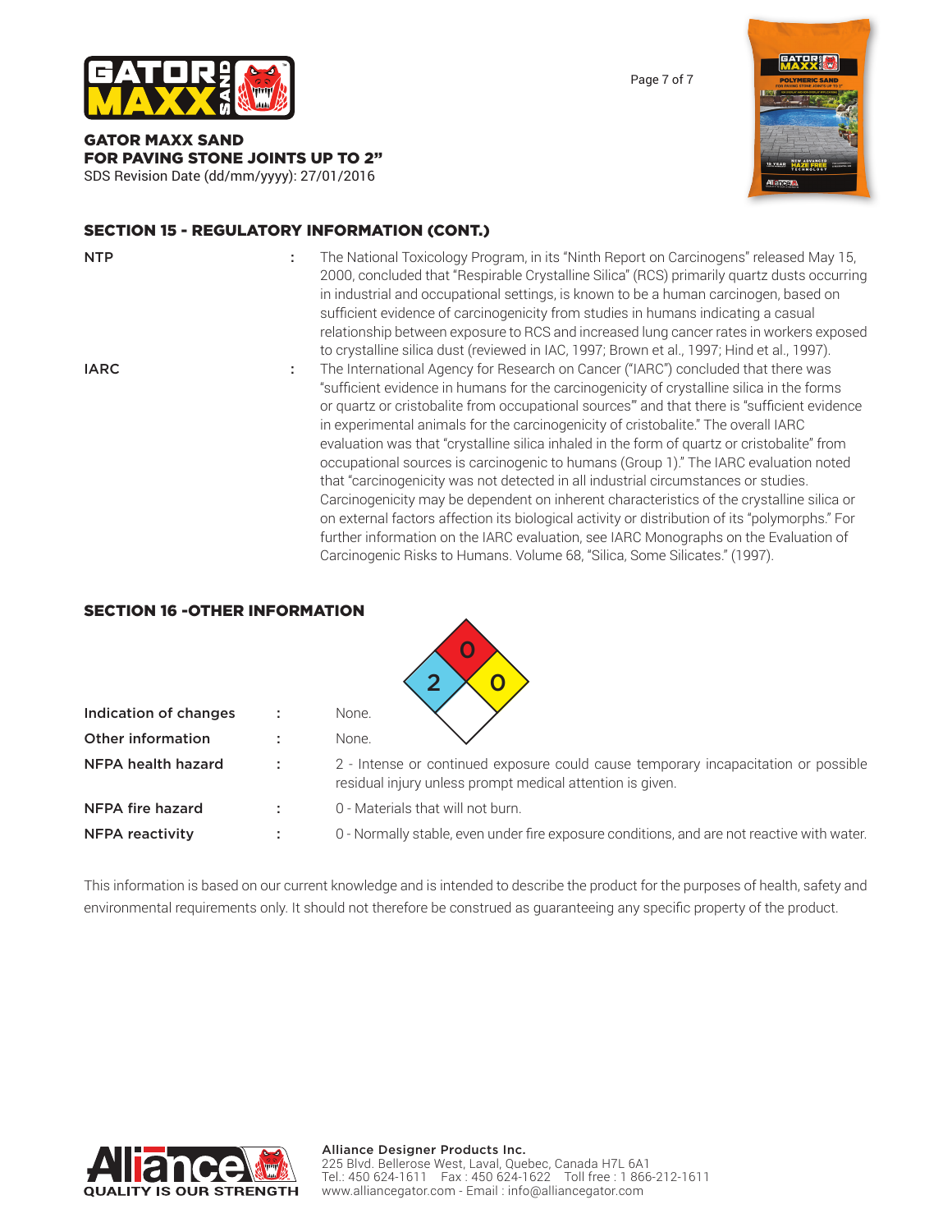## SECTION 15 - REGULATORY INFORMATION (CONT.)

| | | |
|---|---|---|
| NTP | : | The National Toxicology Program, in its "Ninth Report on Carcinogens" released May 15, 2000, concluded that "Respirable Crystalline Silica" (RCS) primarily quartz dusts occurring in industrial and occupational settings, is known to be a human carcinogen, based on sufficient evidence of carcinogenicity from studies in humans indicating a casual relationship between exposure to RCS and increased lung cancer rates in workers exposed to crystalline silica dust (reviewed in IAC, 1997; Brown et al., 1997; Hind et al., 1997). |
| IARC | : | The International Agency for Research on Cancer ("IARC") concluded that there was "sufficient evidence in humans for the carcinogenicity of crystalline silica in the forms or quartz or cristobalite from occupational sources" and that there is "sufficient evidence in experimental animals for the carcinogenicity of cristobalite." The overall IARC evaluation was that "crystalline silica inhaled in the form of quartz or cristobalite" from occupational sources is carcinogenic to humans (Group 1)." The IARC evaluation noted that "carcinogenicity was not detected in all industrial circumstances or studies. Carcinogenicity may be dependent on inherent characteristics of the crystalline silica or on external factors affection its biological activity or distribution of its "polymorphs." For further information on the IARC evaluation, see IARC Monographs on the Evaluation of Carcinogenic Risks to Humans. Volume 68, "Silica, Some Silicates." (1997). |

## SECTION 16 -OTHER INFORMATION

0
2 0

| | | |
|---|---|---|
| Indication of changes | : | None. |
| Other information | : | None. |
| NFPA health hazard | : | 2 - Intense or continued exposure could cause temporary incapacitation or possible residual injury unless prompt medical attention is given. |
| NFPA fire hazard | : | 0 - Materials that will not burn. |
| NFPA reactivity | : | 0 - Normally stable, even under fire exposure conditions, and are not reactive with water. |

This information is based on our current knowledge and is intended to describe the product for the purposes of health, safety and environmental requirements only. It should not therefore be construed as guaranteeing any specific property of the product.